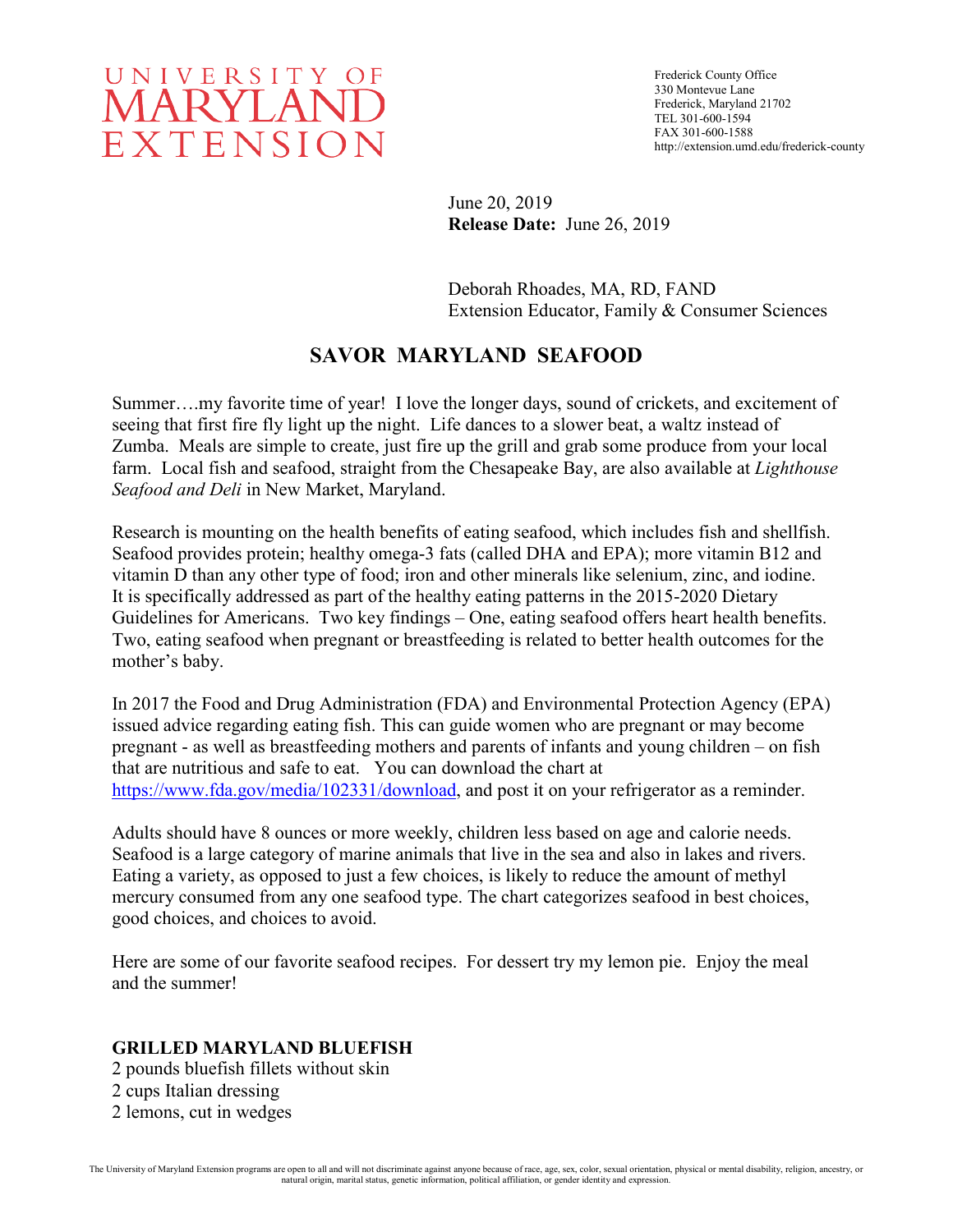# UNIVERSITY OF MARYLAND EXTENSION

Frederick County Office
330 Montevue Lane
Frederick, Maryland 21702
TEL 301-600-1594
FAX 301-600-1588
http://extension.umd.edu/frederick-county

June 20, 2019
**Release Date:** June 26, 2019

Deborah Rhoades, MA, RD, FAND
Extension Educator, Family & Consumer Sciences

## SAVOR MARYLAND SEAFOOD

Summer….my favorite time of year! I love the longer days, sound of crickets, and excitement of seeing that first fire fly light up the night. Life dances to a slower beat, a waltz instead of Zumba. Meals are simple to create, just fire up the grill and grab some produce from your local farm. Local fish and seafood, straight from the Chesapeake Bay, are also available at *Lighthouse Seafood and Deli* in New Market, Maryland.

Research is mounting on the health benefits of eating seafood, which includes fish and shellfish. Seafood provides protein; healthy omega-3 fats (called DHA and EPA); more vitamin B12 and vitamin D than any other type of food; iron and other minerals like selenium, zinc, and iodine. It is specifically addressed as part of the healthy eating patterns in the 2015-2020 Dietary Guidelines for Americans. Two key findings – One, eating seafood offers heart health benefits. Two, eating seafood when pregnant or breastfeeding is related to better health outcomes for the mother's baby.

In 2017 the Food and Drug Administration (FDA) and Environmental Protection Agency (EPA) issued advice regarding eating fish. This can guide women who are pregnant or may become pregnant - as well as breastfeeding mothers and parents of infants and young children – on fish that are nutritious and safe to eat. You can download the chart at https://www.fda.gov/media/102331/download, and post it on your refrigerator as a reminder.

Adults should have 8 ounces or more weekly, children less based on age and calorie needs. Seafood is a large category of marine animals that live in the sea and also in lakes and rivers. Eating a variety, as opposed to just a few choices, is likely to reduce the amount of methyl mercury consumed from any one seafood type. The chart categorizes seafood in best choices, good choices, and choices to avoid.

Here are some of our favorite seafood recipes. For dessert try my lemon pie. Enjoy the meal and the summer!

### GRILLED MARYLAND BLUEFISH

2 pounds bluefish fillets without skin
2 cups Italian dressing
2 lemons, cut in wedges

The University of Maryland Extension programs are open to all and will not discriminate against anyone because of race, age, sex, color, sexual orientation, physical or mental disability, religion, ancestry, or natural origin, marital status, genetic information, political affiliation, or gender identity and expression.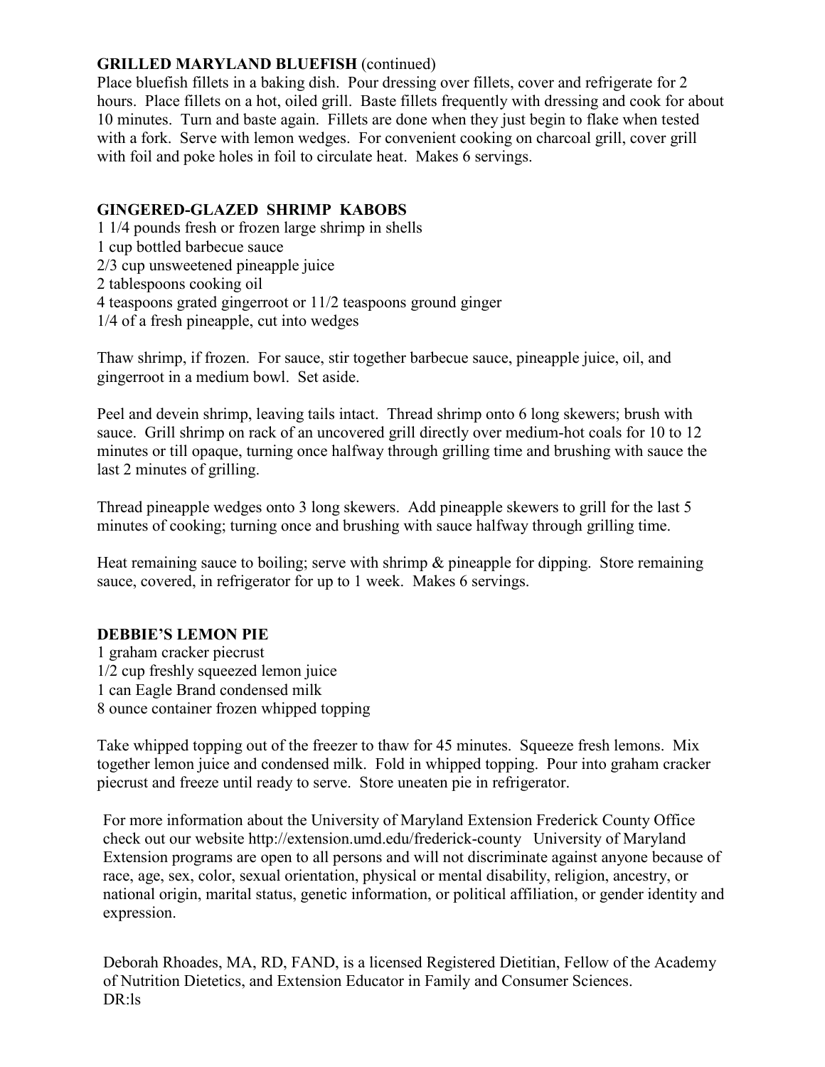**GRILLED MARYLAND BLUEFISH** (continued)

Place bluefish fillets in a baking dish. Pour dressing over fillets, cover and refrigerate for 2 hours. Place fillets on a hot, oiled grill. Baste fillets frequently with dressing and cook for about 10 minutes. Turn and baste again. Fillets are done when they just begin to flake when tested with a fork. Serve with lemon wedges. For convenient cooking on charcoal grill, cover grill with foil and poke holes in foil to circulate heat. Makes 6 servings.

**GINGERED-GLAZED SHRIMP KABOBS**

1 1/4 pounds fresh or frozen large shrimp in shells
1 cup bottled barbecue sauce
2/3 cup unsweetened pineapple juice
2 tablespoons cooking oil
4 teaspoons grated gingerroot or 11/2 teaspoons ground ginger
1/4 of a fresh pineapple, cut into wedges

Thaw shrimp, if frozen. For sauce, stir together barbecue sauce, pineapple juice, oil, and gingerroot in a medium bowl. Set aside.

Peel and devein shrimp, leaving tails intact. Thread shrimp onto 6 long skewers; brush with sauce. Grill shrimp on rack of an uncovered grill directly over medium-hot coals for 10 to 12 minutes or till opaque, turning once halfway through grilling time and brushing with sauce the last 2 minutes of grilling.

Thread pineapple wedges onto 3 long skewers. Add pineapple skewers to grill for the last 5 minutes of cooking; turning once and brushing with sauce halfway through grilling time.

Heat remaining sauce to boiling; serve with shrimp & pineapple for dipping. Store remaining sauce, covered, in refrigerator for up to 1 week. Makes 6 servings.

**DEBBIE'S LEMON PIE**

1 graham cracker piecrust
1/2 cup freshly squeezed lemon juice
1 can Eagle Brand condensed milk
8 ounce container frozen whipped topping

Take whipped topping out of the freezer to thaw for 45 minutes. Squeeze fresh lemons. Mix together lemon juice and condensed milk. Fold in whipped topping. Pour into graham cracker piecrust and freeze until ready to serve. Store uneaten pie in refrigerator.

For more information about the University of Maryland Extension Frederick County Office check out our website http://extension.umd.edu/frederick-county University of Maryland Extension programs are open to all persons and will not discriminate against anyone because of race, age, sex, color, sexual orientation, physical or mental disability, religion, ancestry, or national origin, marital status, genetic information, or political affiliation, or gender identity and expression.

Deborah Rhoades, MA, RD, FAND, is a licensed Registered Dietitian, Fellow of the Academy of Nutrition Dietetics, and Extension Educator in Family and Consumer Sciences.
DR:ls